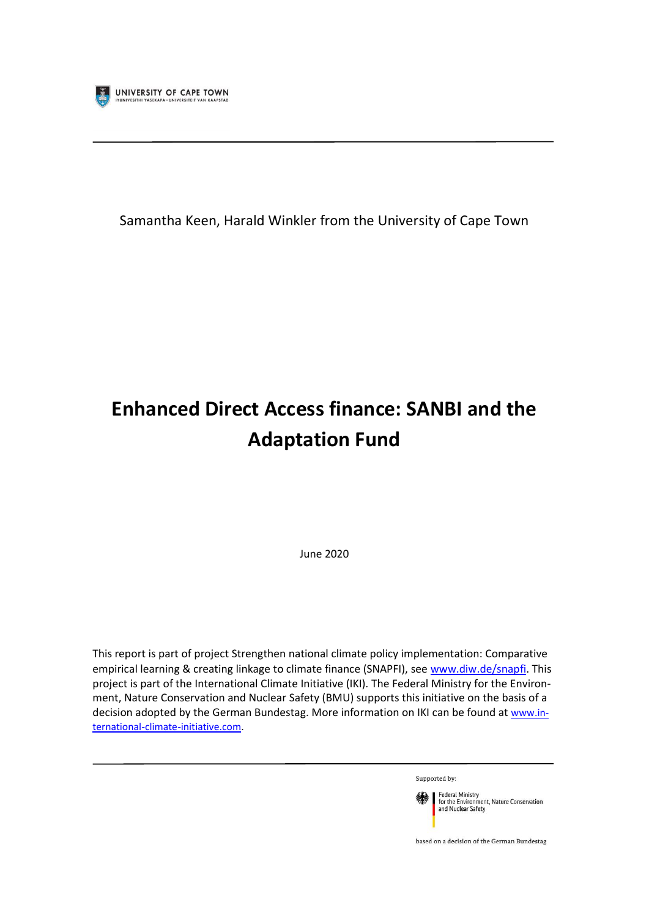UNIVERSITY OF CAPE TOWN
IYUNIVESITHI YASEKAPA • UNIVERSITEIT VAN KAAPSTAD

Samantha Keen, Harald Winkler from the University of Cape Town

# Enhanced Direct Access finance: SANBI and the Adaptation Fund

June 2020

This report is part of project Strengthen national climate policy implementation: Comparative empirical learning & creating linkage to climate finance (SNAPFI), see [www.diw.de/snapfi](www.diw.de/snapfi). This project is part of the International Climate Initiative (IKI). The Federal Ministry for the Environment, Nature Conservation and Nuclear Safety (BMU) supports this initiative on the basis of a decision adopted by the German Bundestag. More information on IKI can be found at [www.international-climate-initiative.com](www.international-climate-initiative.com).

Supported by:

Federal Ministry for the Environment, Nature Conservation and Nuclear Safety

based on a decision of the German Bundestag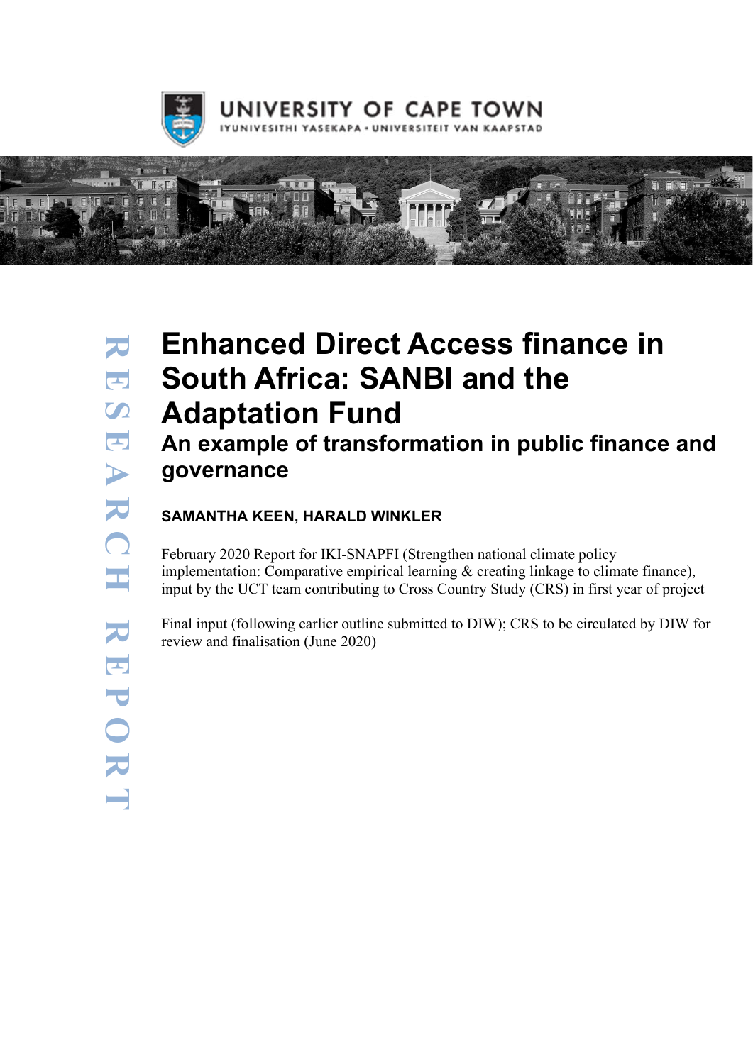UNIVERSITY OF CAPE TOWN

IYUNIVESITHI YASEKAPA • UNIVERSITEIT VAN KAAPSTAD

RESEARCH REPORT

# Enhanced Direct Access finance in South Africa: SANBI and the Adaptation Fund

## An example of transformation in public finance and governance

**SAMANTHA KEEN, HARALD WINKLER**

February 2020 Report for IKI-SNAPFI (Strengthen national climate policy implementation: Comparative empirical learning & creating linkage to climate finance), input by the UCT team contributing to Cross Country Study (CRS) in first year of project

Final input (following earlier outline submitted to DIW); CRS to be circulated by DIW for review and finalisation (June 2020)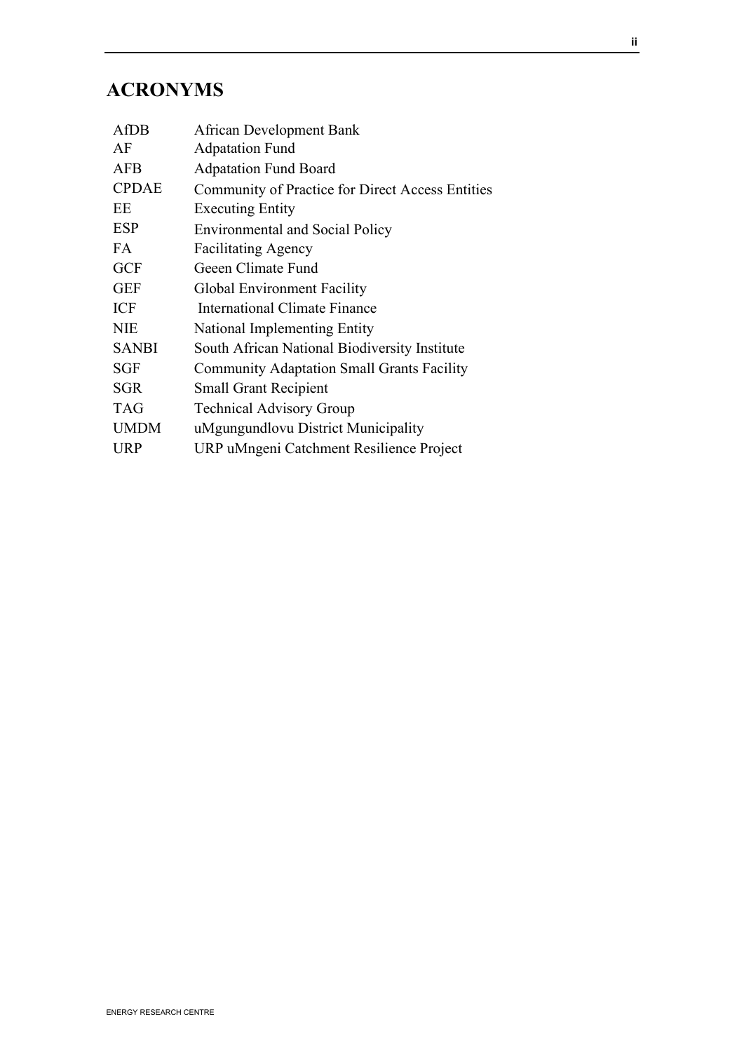# ACRONYMS

| | |
|---|---|
| AfDB | African Development Bank |
| AF | Adpatation Fund |
| AFB | Adpatation Fund Board |
| CPDAE | Community of Practice for Direct Access Entities |
| EE | Executing Entity |
| ESP | Environmental and Social Policy |
| FA | Facilitating Agency |
| GCF | Geeen Climate Fund |
| GEF | Global Environment Facility |
| ICF | International Climate Finance |
| NIE | National Implementing Entity |
| SANBI | South African National Biodiversity Institute |
| SGF | Community Adaptation Small Grants Facility |
| SGR | Small Grant Recipient |
| TAG | Technical Advisory Group |
| UMDM | uMgungundlovu District Municipality |
| URP | URP uMngeni Catchment Resilience Project |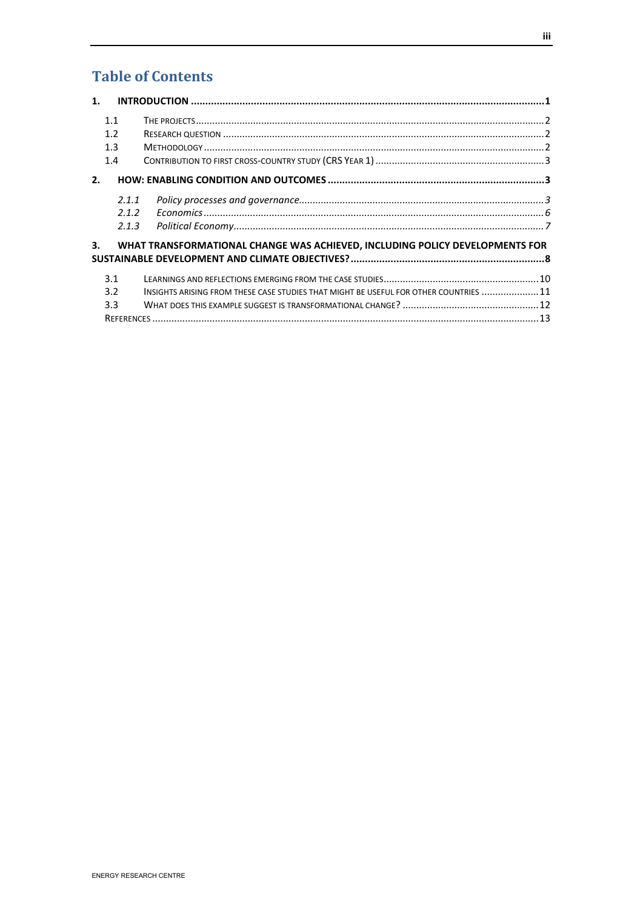# Table of Contents

**1. INTRODUCTION ........................................................................................................................1**

- 1.1 THE PROJECTS........................................................................................................................2
- 1.2 RESEARCH QUESTION ...............................................................................................................2
- 1.3 METHODOLOGY ......................................................................................................................2
- 1.4 CONTRIBUTION TO FIRST CROSS-COUNTRY STUDY (CRS YEAR 1) .........................................................3

**2. HOW: ENABLING CONDITION AND OUTCOMES ........................................................................3**

- *2.1.1 Policy processes and governance.........................................................................................3*
- *2.1.2 Economics..........................................................................................................................6*
- *2.1.3 Political Economy................................................................................................................7*

**3. WHAT TRANSFORMATIONAL CHANGE WAS ACHIEVED, INCLUDING POLICY DEVELOPMENTS FOR SUSTAINABLE DEVELOPMENT AND CLIMATE OBJECTIVES?...................................................................8**

- 3.1 LEARNINGS AND REFLECTIONS EMERGING FROM THE CASE STUDIES.........................................................10
- 3.2 INSIGHTS ARISING FROM THESE CASE STUDIES THAT MIGHT BE USEFUL FOR OTHER COUNTRIES .....................11
- 3.3 WHAT DOES THIS EXAMPLE SUGGEST IS TRANSFORMATIONAL CHANGE? .................................................12

REFERENCES ..............................................................................................................................13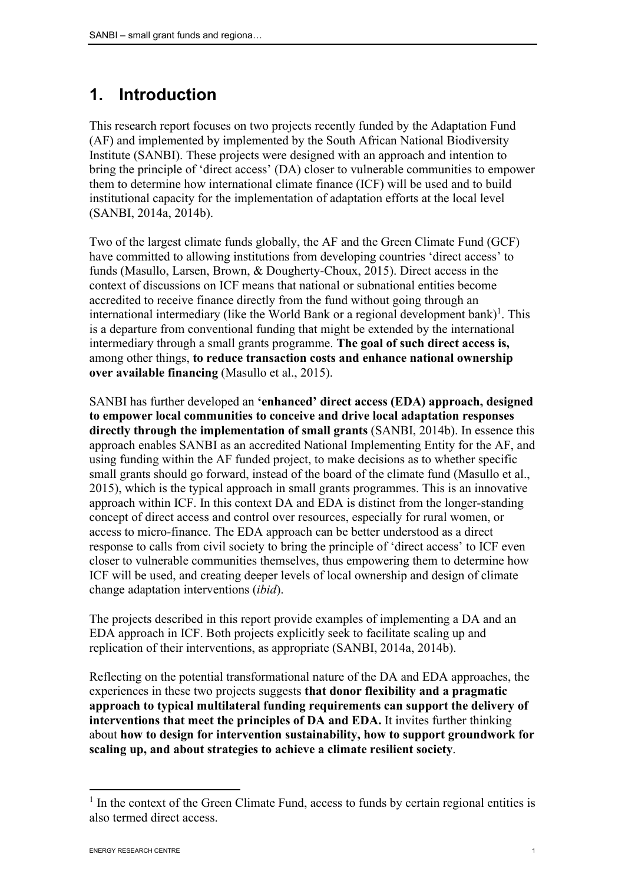# 1. Introduction

This research report focuses on two projects recently funded by the Adaptation Fund (AF) and implemented by implemented by the South African National Biodiversity Institute (SANBI). These projects were designed with an approach and intention to bring the principle of 'direct access' (DA) closer to vulnerable communities to empower them to determine how international climate finance (ICF) will be used and to build institutional capacity for the implementation of adaptation efforts at the local level (SANBI, 2014a, 2014b).

Two of the largest climate funds globally, the AF and the Green Climate Fund (GCF) have committed to allowing institutions from developing countries 'direct access' to funds (Masullo, Larsen, Brown, & Dougherty-Choux, 2015). Direct access in the context of discussions on ICF means that national or subnational entities become accredited to receive finance directly from the fund without going through an international intermediary (like the World Bank or a regional development bank)[1]. This is a departure from conventional funding that might be extended by the international intermediary through a small grants programme. **The goal of such direct access is,** among other things, **to reduce transaction costs and enhance national ownership over available financing** (Masullo et al., 2015).

SANBI has further developed an **'enhanced' direct access (EDA) approach, designed to empower local communities to conceive and drive local adaptation responses directly through the implementation of small grants** (SANBI, 2014b). In essence this approach enables SANBI as an accredited National Implementing Entity for the AF, and using funding within the AF funded project, to make decisions as to whether specific small grants should go forward, instead of the board of the climate fund (Masullo et al., 2015), which is the typical approach in small grants programmes. This is an innovative approach within ICF. In this context DA and EDA is distinct from the longer-standing concept of direct access and control over resources, especially for rural women, or access to micro-finance. The EDA approach can be better understood as a direct response to calls from civil society to bring the principle of 'direct access' to ICF even closer to vulnerable communities themselves, thus empowering them to determine how ICF will be used, and creating deeper levels of local ownership and design of climate change adaptation interventions (*ibid*).

The projects described in this report provide examples of implementing a DA and an EDA approach in ICF. Both projects explicitly seek to facilitate scaling up and replication of their interventions, as appropriate (SANBI, 2014a, 2014b).

Reflecting on the potential transformational nature of the DA and EDA approaches, the experiences in these two projects suggests **that donor flexibility and a pragmatic approach to typical multilateral funding requirements can support the delivery of interventions that meet the principles of DA and EDA.** It invites further thinking about **how to design for intervention sustainability, how to support groundwork for scaling up, and about strategies to achieve a climate resilient society**.

[1] In the context of the Green Climate Fund, access to funds by certain regional entities is also termed direct access.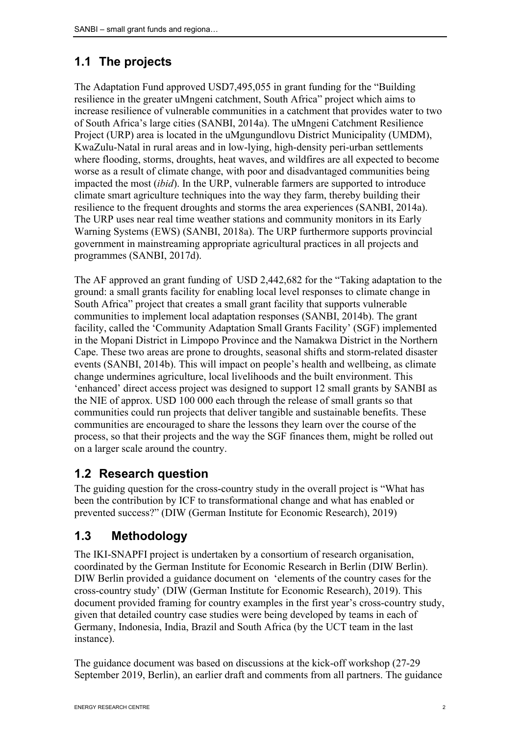## 1.1 The projects

The Adaptation Fund approved USD7,495,055 in grant funding for the "Building resilience in the greater uMngeni catchment, South Africa" project which aims to increase resilience of vulnerable communities in a catchment that provides water to two of South Africa's large cities (SANBI, 2014a). The uMngeni Catchment Resilience Project (URP) area is located in the uMgungundlovu District Municipality (UMDM), KwaZulu-Natal in rural areas and in low-lying, high-density peri-urban settlements where flooding, storms, droughts, heat waves, and wildfires are all expected to become worse as a result of climate change, with poor and disadvantaged communities being impacted the most (*ibid*). In the URP, vulnerable farmers are supported to introduce climate smart agriculture techniques into the way they farm, thereby building their resilience to the frequent droughts and storms the area experiences (SANBI, 2014a). The URP uses near real time weather stations and community monitors in its Early Warning Systems (EWS) (SANBI, 2018a). The URP furthermore supports provincial government in mainstreaming appropriate agricultural practices in all projects and programmes (SANBI, 2017d).

The AF approved an grant funding of USD 2,442,682 for the "Taking adaptation to the ground: a small grants facility for enabling local level responses to climate change in South Africa" project that creates a small grant facility that supports vulnerable communities to implement local adaptation responses (SANBI, 2014b). The grant facility, called the 'Community Adaptation Small Grants Facility' (SGF) implemented in the Mopani District in Limpopo Province and the Namakwa District in the Northern Cape. These two areas are prone to droughts, seasonal shifts and storm-related disaster events (SANBI, 2014b). This will impact on people's health and wellbeing, as climate change undermines agriculture, local livelihoods and the built environment. This 'enhanced' direct access project was designed to support 12 small grants by SANBI as the NIE of approx. USD 100 000 each through the release of small grants so that communities could run projects that deliver tangible and sustainable benefits. These communities are encouraged to share the lessons they learn over the course of the process, so that their projects and the way the SGF finances them, might be rolled out on a larger scale around the country.

## 1.2 Research question

The guiding question for the cross-country study in the overall project is "What has been the contribution by ICF to transformational change and what has enabled or prevented success?" (DIW (German Institute for Economic Research), 2019)

## 1.3 Methodology

The IKI-SNAPFI project is undertaken by a consortium of research organisation, coordinated by the German Institute for Economic Research in Berlin (DIW Berlin). DIW Berlin provided a guidance document on 'elements of the country cases for the cross-country study' (DIW (German Institute for Economic Research), 2019). This document provided framing for country examples in the first year's cross-country study, given that detailed country case studies were being developed by teams in each of Germany, Indonesia, India, Brazil and South Africa (by the UCT team in the last instance).

The guidance document was based on discussions at the kick-off workshop (27-29 September 2019, Berlin), an earlier draft and comments from all partners. The guidance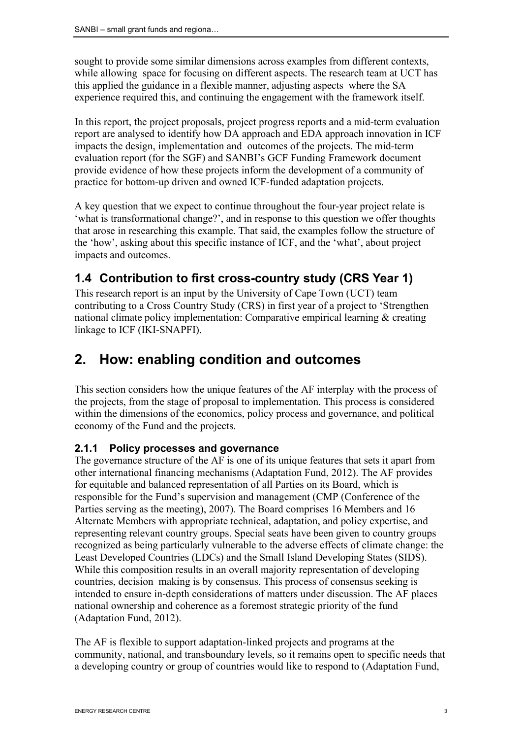sought to provide some similar dimensions across examples from different contexts, while allowing space for focusing on different aspects. The research team at UCT has this applied the guidance in a flexible manner, adjusting aspects where the SA experience required this, and continuing the engagement with the framework itself.

In this report, the project proposals, project progress reports and a mid-term evaluation report are analysed to identify how DA approach and EDA approach innovation in ICF impacts the design, implementation and outcomes of the projects. The mid-term evaluation report (for the SGF) and SANBI's GCF Funding Framework document provide evidence of how these projects inform the development of a community of practice for bottom-up driven and owned ICF-funded adaptation projects.

A key question that we expect to continue throughout the four-year project relate is 'what is transformational change?', and in response to this question we offer thoughts that arose in researching this example. That said, the examples follow the structure of the 'how', asking about this specific instance of ICF, and the 'what', about project impacts and outcomes.

## 1.4 Contribution to first cross-country study (CRS Year 1)

This research report is an input by the University of Cape Town (UCT) team contributing to a Cross Country Study (CRS) in first year of a project to 'Strengthen national climate policy implementation: Comparative empirical learning & creating linkage to ICF (IKI-SNAPFI).

# 2. How: enabling condition and outcomes

This section considers how the unique features of the AF interplay with the process of the projects, from the stage of proposal to implementation. This process is considered within the dimensions of the economics, policy process and governance, and political economy of the Fund and the projects.

### 2.1.1 Policy processes and governance

The governance structure of the AF is one of its unique features that sets it apart from other international financing mechanisms (Adaptation Fund, 2012). The AF provides for equitable and balanced representation of all Parties on its Board, which is responsible for the Fund's supervision and management (CMP (Conference of the Parties serving as the meeting), 2007). The Board comprises 16 Members and 16 Alternate Members with appropriate technical, adaptation, and policy expertise, and representing relevant country groups. Special seats have been given to country groups recognized as being particularly vulnerable to the adverse effects of climate change: the Least Developed Countries (LDCs) and the Small Island Developing States (SIDS). While this composition results in an overall majority representation of developing countries, decision making is by consensus. This process of consensus seeking is intended to ensure in-depth considerations of matters under discussion. The AF places national ownership and coherence as a foremost strategic priority of the fund (Adaptation Fund, 2012).

The AF is flexible to support adaptation-linked projects and programs at the community, national, and transboundary levels, so it remains open to specific needs that a developing country or group of countries would like to respond to (Adaptation Fund,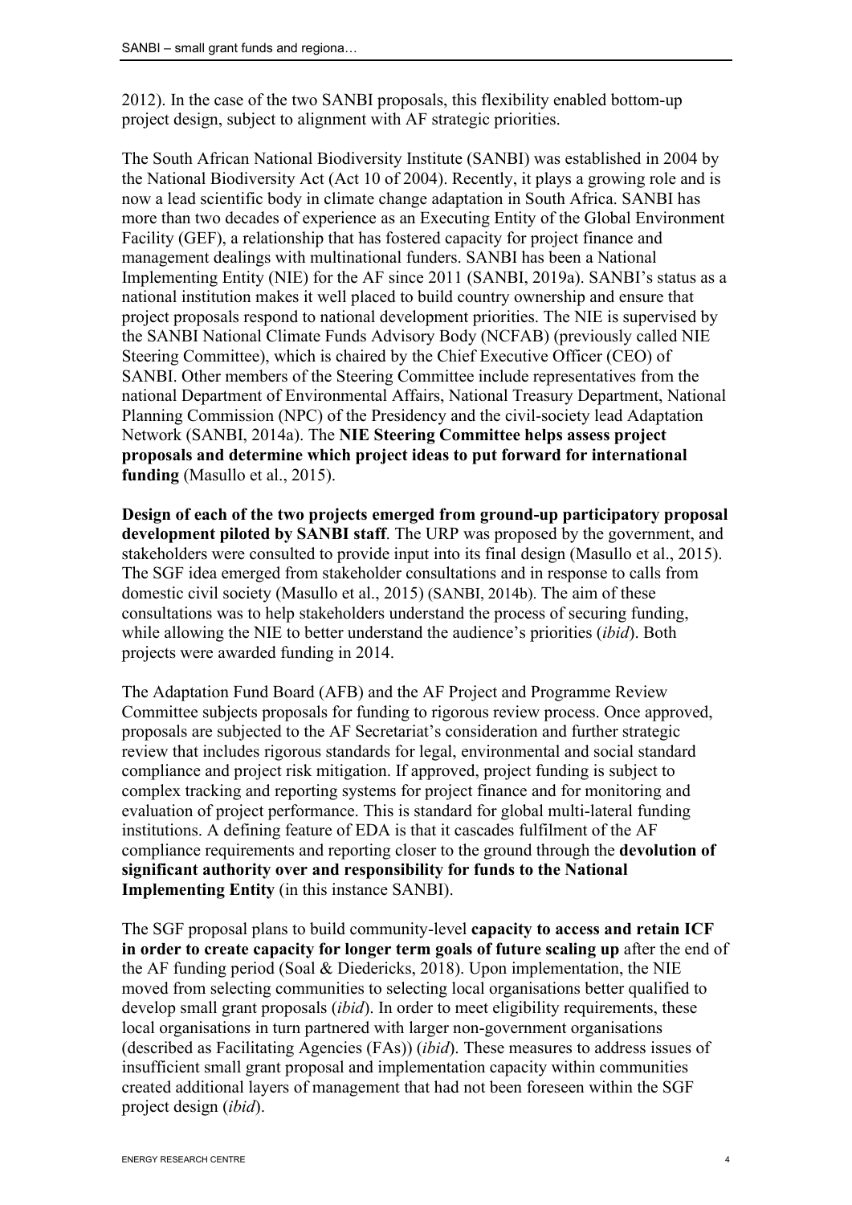2012). In the case of the two SANBI proposals, this flexibility enabled bottom-up project design, subject to alignment with AF strategic priorities.

The South African National Biodiversity Institute (SANBI) was established in 2004 by the National Biodiversity Act (Act 10 of 2004). Recently, it plays a growing role and is now a lead scientific body in climate change adaptation in South Africa. SANBI has more than two decades of experience as an Executing Entity of the Global Environment Facility (GEF), a relationship that has fostered capacity for project finance and management dealings with multinational funders. SANBI has been a National Implementing Entity (NIE) for the AF since 2011 (SANBI, 2019a). SANBI's status as a national institution makes it well placed to build country ownership and ensure that project proposals respond to national development priorities. The NIE is supervised by the SANBI National Climate Funds Advisory Body (NCFAB) (previously called NIE Steering Committee), which is chaired by the Chief Executive Officer (CEO) of SANBI. Other members of the Steering Committee include representatives from the national Department of Environmental Affairs, National Treasury Department, National Planning Commission (NPC) of the Presidency and the civil-society lead Adaptation Network (SANBI, 2014a). The **NIE Steering Committee helps assess project proposals and determine which project ideas to put forward for international funding** (Masullo et al., 2015).

**Design of each of the two projects emerged from ground-up participatory proposal development piloted by SANBI staff**. The URP was proposed by the government, and stakeholders were consulted to provide input into its final design (Masullo et al., 2015). The SGF idea emerged from stakeholder consultations and in response to calls from domestic civil society (Masullo et al., 2015) (SANBI, 2014b). The aim of these consultations was to help stakeholders understand the process of securing funding, while allowing the NIE to better understand the audience's priorities (*ibid*). Both projects were awarded funding in 2014.

The Adaptation Fund Board (AFB) and the AF Project and Programme Review Committee subjects proposals for funding to rigorous review process. Once approved, proposals are subjected to the AF Secretariat's consideration and further strategic review that includes rigorous standards for legal, environmental and social standard compliance and project risk mitigation. If approved, project funding is subject to complex tracking and reporting systems for project finance and for monitoring and evaluation of project performance. This is standard for global multi-lateral funding institutions. A defining feature of EDA is that it cascades fulfilment of the AF compliance requirements and reporting closer to the ground through the **devolution of significant authority over and responsibility for funds to the National Implementing Entity** (in this instance SANBI).

The SGF proposal plans to build community-level **capacity to access and retain ICF in order to create capacity for longer term goals of future scaling up** after the end of the AF funding period (Soal & Diedericks, 2018). Upon implementation, the NIE moved from selecting communities to selecting local organisations better qualified to develop small grant proposals (*ibid*). In order to meet eligibility requirements, these local organisations in turn partnered with larger non-government organisations (described as Facilitating Agencies (FAs)) (*ibid*). These measures to address issues of insufficient small grant proposal and implementation capacity within communities created additional layers of management that had not been foreseen within the SGF project design (*ibid*).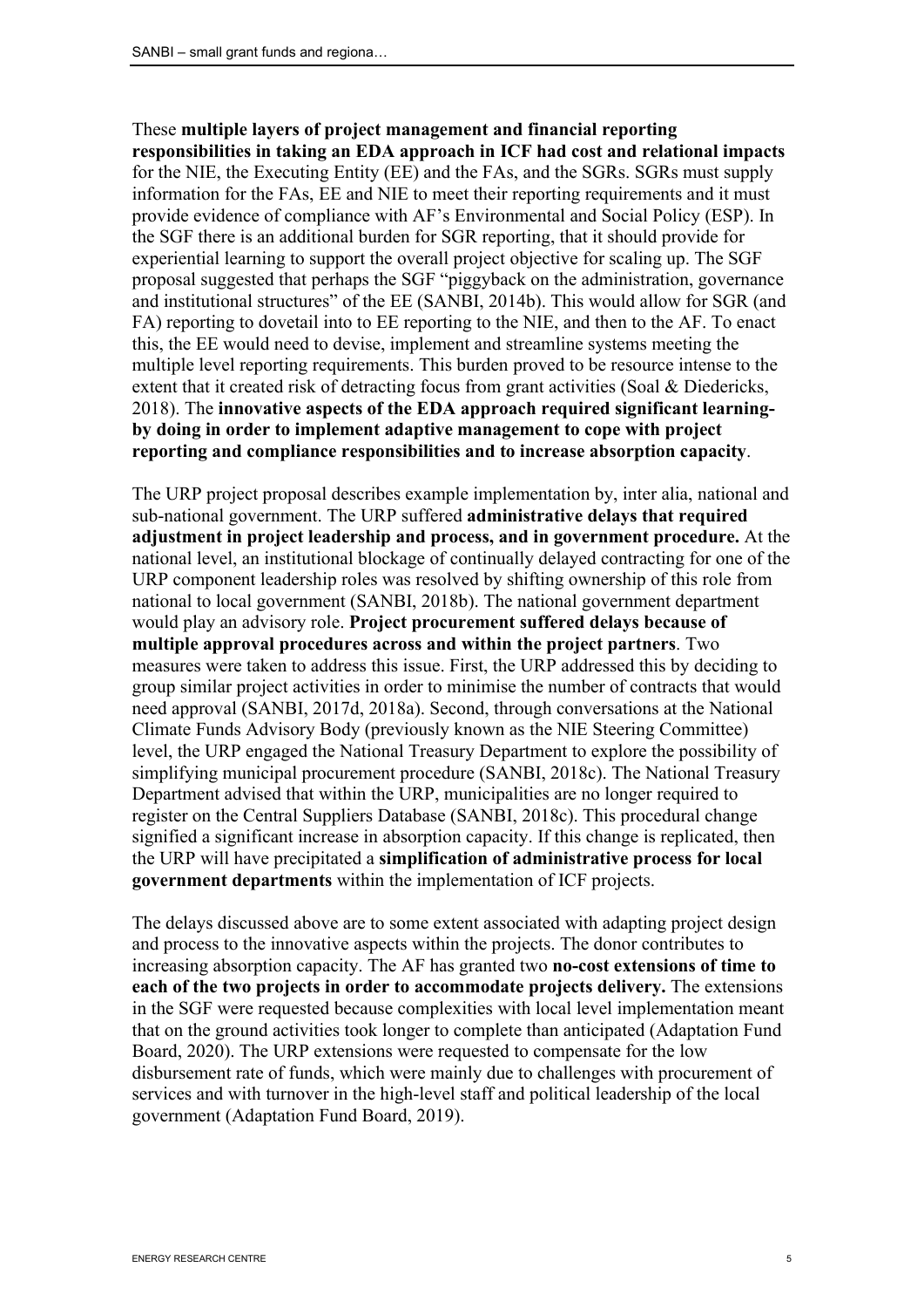These **multiple layers of project management and financial reporting responsibilities in taking an EDA approach in ICF had cost and relational impacts** for the NIE, the Executing Entity (EE) and the FAs, and the SGRs. SGRs must supply information for the FAs, EE and NIE to meet their reporting requirements and it must provide evidence of compliance with AF's Environmental and Social Policy (ESP). In the SGF there is an additional burden for SGR reporting, that it should provide for experiential learning to support the overall project objective for scaling up. The SGF proposal suggested that perhaps the SGF "piggyback on the administration, governance and institutional structures" of the EE (SANBI, 2014b). This would allow for SGR (and FA) reporting to dovetail into to EE reporting to the NIE, and then to the AF. To enact this, the EE would need to devise, implement and streamline systems meeting the multiple level reporting requirements. This burden proved to be resource intense to the extent that it created risk of detracting focus from grant activities (Soal & Diedericks, 2018). The **innovative aspects of the EDA approach required significant learning-by doing in order to implement adaptive management to cope with project reporting and compliance responsibilities and to increase absorption capacity**.

The URP project proposal describes example implementation by, inter alia, national and sub-national government. The URP suffered **administrative delays that required adjustment in project leadership and process, and in government procedure.** At the national level, an institutional blockage of continually delayed contracting for one of the URP component leadership roles was resolved by shifting ownership of this role from national to local government (SANBI, 2018b). The national government department would play an advisory role. **Project procurement suffered delays because of multiple approval procedures across and within the project partners**. Two measures were taken to address this issue. First, the URP addressed this by deciding to group similar project activities in order to minimise the number of contracts that would need approval (SANBI, 2017d, 2018a). Second, through conversations at the National Climate Funds Advisory Body (previously known as the NIE Steering Committee) level, the URP engaged the National Treasury Department to explore the possibility of simplifying municipal procurement procedure (SANBI, 2018c). The National Treasury Department advised that within the URP, municipalities are no longer required to register on the Central Suppliers Database (SANBI, 2018c). This procedural change signified a significant increase in absorption capacity. If this change is replicated, then the URP will have precipitated a **simplification of administrative process for local government departments** within the implementation of ICF projects.

The delays discussed above are to some extent associated with adapting project design and process to the innovative aspects within the projects. The donor contributes to increasing absorption capacity. The AF has granted two **no-cost extensions of time to each of the two projects in order to accommodate projects delivery.** The extensions in the SGF were requested because complexities with local level implementation meant that on the ground activities took longer to complete than anticipated (Adaptation Fund Board, 2020). The URP extensions were requested to compensate for the low disbursement rate of funds, which were mainly due to challenges with procurement of services and with turnover in the high-level staff and political leadership of the local government (Adaptation Fund Board, 2019).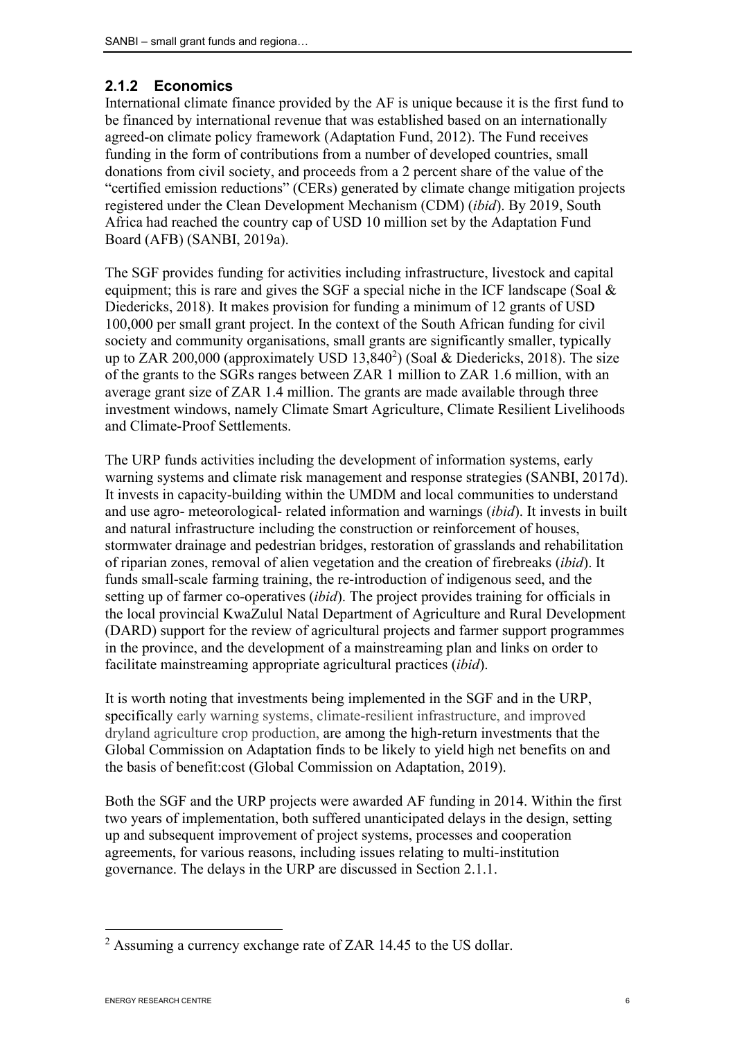### 2.1.2 Economics

International climate finance provided by the AF is unique because it is the first fund to be financed by international revenue that was established based on an internationally agreed-on climate policy framework (Adaptation Fund, 2012). The Fund receives funding in the form of contributions from a number of developed countries, small donations from civil society, and proceeds from a 2 percent share of the value of the "certified emission reductions" (CERs) generated by climate change mitigation projects registered under the Clean Development Mechanism (CDM) (*ibid*). By 2019, South Africa had reached the country cap of USD 10 million set by the Adaptation Fund Board (AFB) (SANBI, 2019a).

The SGF provides funding for activities including infrastructure, livestock and capital equipment; this is rare and gives the SGF a special niche in the ICF landscape (Soal & Diedericks, 2018). It makes provision for funding a minimum of 12 grants of USD 100,000 per small grant project. In the context of the South African funding for civil society and community organisations, small grants are significantly smaller, typically up to ZAR 200,000 (approximately USD 13,840[2]) (Soal & Diedericks, 2018). The size of the grants to the SGRs ranges between ZAR 1 million to ZAR 1.6 million, with an average grant size of ZAR 1.4 million. The grants are made available through three investment windows, namely Climate Smart Agriculture, Climate Resilient Livelihoods and Climate-Proof Settlements.

The URP funds activities including the development of information systems, early warning systems and climate risk management and response strategies (SANBI, 2017d). It invests in capacity-building within the UMDM and local communities to understand and use agro- meteorological- related information and warnings (*ibid*). It invests in built and natural infrastructure including the construction or reinforcement of houses, stormwater drainage and pedestrian bridges, restoration of grasslands and rehabilitation of riparian zones, removal of alien vegetation and the creation of firebreaks (*ibid*). It funds small-scale farming training, the re-introduction of indigenous seed, and the setting up of farmer co-operatives (*ibid*). The project provides training for officials in the local provincial KwaZulul Natal Department of Agriculture and Rural Development (DARD) support for the review of agricultural projects and farmer support programmes in the province, and the development of a mainstreaming plan and links on order to facilitate mainstreaming appropriate agricultural practices (*ibid*).

It is worth noting that investments being implemented in the SGF and in the URP, specifically early warning systems, climate-resilient infrastructure, and improved dryland agriculture crop production, are among the high-return investments that the Global Commission on Adaptation finds to be likely to yield high net benefits on and the basis of benefit:cost (Global Commission on Adaptation, 2019).

Both the SGF and the URP projects were awarded AF funding in 2014. Within the first two years of implementation, both suffered unanticipated delays in the design, setting up and subsequent improvement of project systems, processes and cooperation agreements, for various reasons, including issues relating to multi-institution governance. The delays in the URP are discussed in Section 2.1.1.

---

[2] Assuming a currency exchange rate of ZAR 14.45 to the US dollar.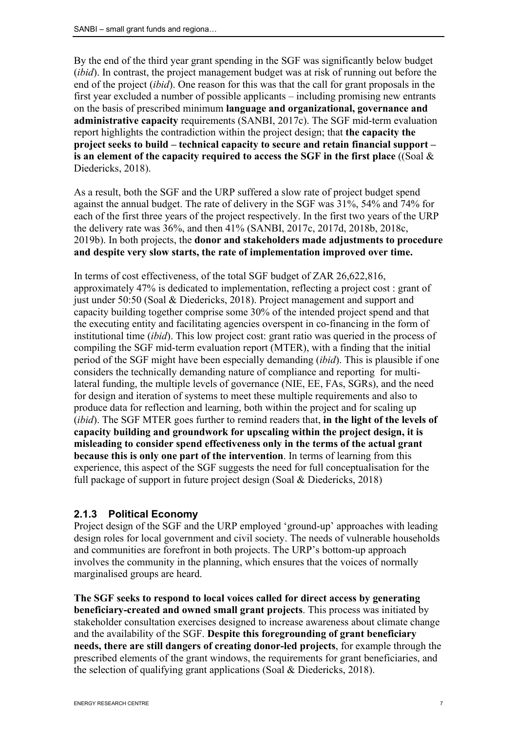By the end of the third year grant spending in the SGF was significantly below budget (*ibid*). In contrast, the project management budget was at risk of running out before the end of the project (*ibid*). One reason for this was that the call for grant proposals in the first year excluded a number of possible applicants – including promising new entrants on the basis of prescribed minimum **language and organizational, governance and administrative capacity** requirements (SANBI, 2017c). The SGF mid-term evaluation report highlights the contradiction within the project design; that **the capacity the project seeks to build – technical capacity to secure and retain financial support – is an element of the capacity required to access the SGF in the first place** ((Soal & Diedericks, 2018).

As a result, both the SGF and the URP suffered a slow rate of project budget spend against the annual budget. The rate of delivery in the SGF was 31%, 54% and 74% for each of the first three years of the project respectively. In the first two years of the URP the delivery rate was 36%, and then 41% (SANBI, 2017c, 2017d, 2018b, 2018c, 2019b). In both projects, the **donor and stakeholders made adjustments to procedure and despite very slow starts, the rate of implementation improved over time.**

In terms of cost effectiveness, of the total SGF budget of ZAR 26,622,816, approximately 47% is dedicated to implementation, reflecting a project cost : grant of just under 50:50 (Soal & Diedericks, 2018). Project management and support and capacity building together comprise some 30% of the intended project spend and that the executing entity and facilitating agencies overspent in co-financing in the form of institutional time (*ibid*). This low project cost: grant ratio was queried in the process of compiling the SGF mid-term evaluation report (MTER), with a finding that the initial period of the SGF might have been especially demanding (*ibid*). This is plausible if one considers the technically demanding nature of compliance and reporting for multi-lateral funding, the multiple levels of governance (NIE, EE, FAs, SGRs), and the need for design and iteration of systems to meet these multiple requirements and also to produce data for reflection and learning, both within the project and for scaling up (*ibid*). The SGF MTER goes further to remind readers that, **in the light of the levels of capacity building and groundwork for upscaling within the project design, it is misleading to consider spend effectiveness only in the terms of the actual grant because this is only one part of the intervention**. In terms of learning from this experience, this aspect of the SGF suggests the need for full conceptualisation for the full package of support in future project design (Soal & Diedericks, 2018)

### 2.1.3 Political Economy

Project design of the SGF and the URP employed 'ground-up' approaches with leading design roles for local government and civil society. The needs of vulnerable households and communities are forefront in both projects. The URP's bottom-up approach involves the community in the planning, which ensures that the voices of normally marginalised groups are heard.

**The SGF seeks to respond to local voices called for direct access by generating beneficiary-created and owned small grant projects**. This process was initiated by stakeholder consultation exercises designed to increase awareness about climate change and the availability of the SGF. **Despite this foregrounding of grant beneficiary needs, there are still dangers of creating donor-led projects**, for example through the prescribed elements of the grant windows, the requirements for grant beneficiaries, and the selection of qualifying grant applications (Soal & Diedericks, 2018).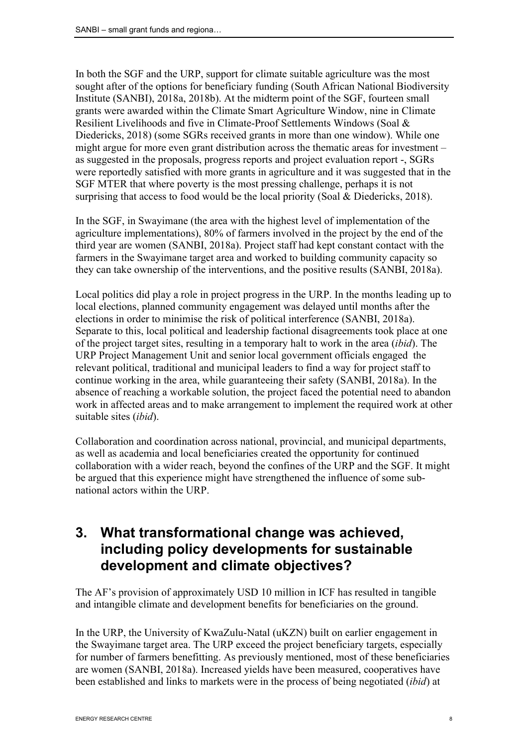In both the SGF and the URP, support for climate suitable agriculture was the most sought after of the options for beneficiary funding (South African National Biodiversity Institute (SANBI), 2018a, 2018b). At the midterm point of the SGF, fourteen small grants were awarded within the Climate Smart Agriculture Window, nine in Climate Resilient Livelihoods and five in Climate-Proof Settlements Windows (Soal & Diedericks, 2018) (some SGRs received grants in more than one window). While one might argue for more even grant distribution across the thematic areas for investment – as suggested in the proposals, progress reports and project evaluation report -, SGRs were reportedly satisfied with more grants in agriculture and it was suggested that in the SGF MTER that where poverty is the most pressing challenge, perhaps it is not surprising that access to food would be the local priority (Soal & Diedericks, 2018).

In the SGF, in Swayimane (the area with the highest level of implementation of the agriculture implementations), 80% of farmers involved in the project by the end of the third year are women (SANBI, 2018a). Project staff had kept constant contact with the farmers in the Swayimane target area and worked to building community capacity so they can take ownership of the interventions, and the positive results (SANBI, 2018a).

Local politics did play a role in project progress in the URP. In the months leading up to local elections, planned community engagement was delayed until months after the elections in order to minimise the risk of political interference (SANBI, 2018a). Separate to this, local political and leadership factional disagreements took place at one of the project target sites, resulting in a temporary halt to work in the area (*ibid*). The URP Project Management Unit and senior local government officials engaged the relevant political, traditional and municipal leaders to find a way for project staff to continue working in the area, while guaranteeing their safety (SANBI, 2018a). In the absence of reaching a workable solution, the project faced the potential need to abandon work in affected areas and to make arrangement to implement the required work at other suitable sites (*ibid*).

Collaboration and coordination across national, provincial, and municipal departments, as well as academia and local beneficiaries created the opportunity for continued collaboration with a wider reach, beyond the confines of the URP and the SGF. It might be argued that this experience might have strengthened the influence of some sub-national actors within the URP.

## 3. What transformational change was achieved, including policy developments for sustainable development and climate objectives?

The AF's provision of approximately USD 10 million in ICF has resulted in tangible and intangible climate and development benefits for beneficiaries on the ground.

In the URP, the University of KwaZulu-Natal (uKZN) built on earlier engagement in the Swayimane target area. The URP exceed the project beneficiary targets, especially for number of farmers benefitting. As previously mentioned, most of these beneficiaries are women (SANBI, 2018a). Increased yields have been measured, cooperatives have been established and links to markets were in the process of being negotiated (*ibid*) at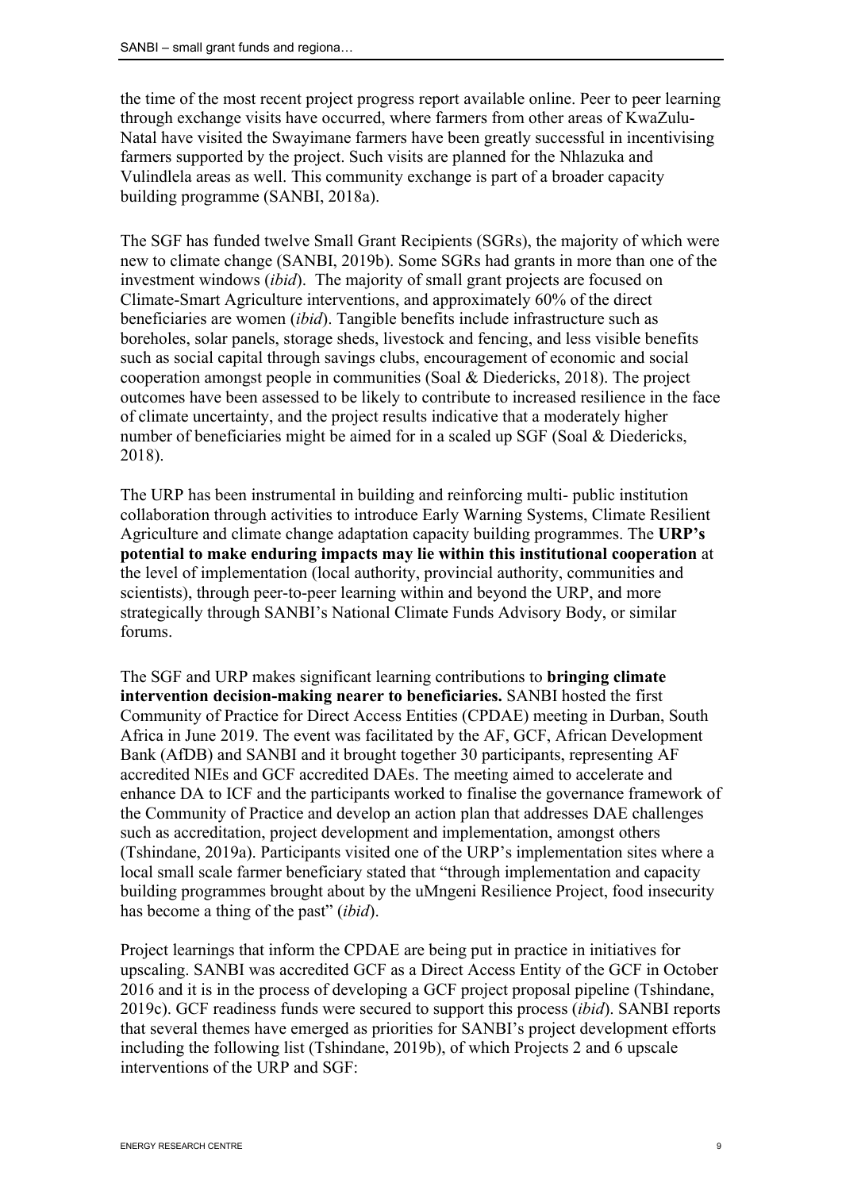the time of the most recent project progress report available online. Peer to peer learning through exchange visits have occurred, where farmers from other areas of KwaZulu-Natal have visited the Swayimane farmers have been greatly successful in incentivising farmers supported by the project. Such visits are planned for the Nhlazuka and Vulindlela areas as well. This community exchange is part of a broader capacity building programme (SANBI, 2018a).

The SGF has funded twelve Small Grant Recipients (SGRs), the majority of which were new to climate change (SANBI, 2019b). Some SGRs had grants in more than one of the investment windows (*ibid*). The majority of small grant projects are focused on Climate-Smart Agriculture interventions, and approximately 60% of the direct beneficiaries are women (*ibid*). Tangible benefits include infrastructure such as boreholes, solar panels, storage sheds, livestock and fencing, and less visible benefits such as social capital through savings clubs, encouragement of economic and social cooperation amongst people in communities (Soal & Diedericks, 2018). The project outcomes have been assessed to be likely to contribute to increased resilience in the face of climate uncertainty, and the project results indicative that a moderately higher number of beneficiaries might be aimed for in a scaled up SGF (Soal & Diedericks, 2018).

The URP has been instrumental in building and reinforcing multi- public institution collaboration through activities to introduce Early Warning Systems, Climate Resilient Agriculture and climate change adaptation capacity building programmes. The **URP's potential to make enduring impacts may lie within this institutional cooperation** at the level of implementation (local authority, provincial authority, communities and scientists), through peer-to-peer learning within and beyond the URP, and more strategically through SANBI's National Climate Funds Advisory Body, or similar forums.

The SGF and URP makes significant learning contributions to **bringing climate intervention decision-making nearer to beneficiaries.** SANBI hosted the first Community of Practice for Direct Access Entities (CPDAE) meeting in Durban, South Africa in June 2019. The event was facilitated by the AF, GCF, African Development Bank (AfDB) and SANBI and it brought together 30 participants, representing AF accredited NIEs and GCF accredited DAEs. The meeting aimed to accelerate and enhance DA to ICF and the participants worked to finalise the governance framework of the Community of Practice and develop an action plan that addresses DAE challenges such as accreditation, project development and implementation, amongst others (Tshindane, 2019a). Participants visited one of the URP's implementation sites where a local small scale farmer beneficiary stated that "through implementation and capacity building programmes brought about by the uMngeni Resilience Project, food insecurity has become a thing of the past" (*ibid*).

Project learnings that inform the CPDAE are being put in practice in initiatives for upscaling. SANBI was accredited GCF as a Direct Access Entity of the GCF in October 2016 and it is in the process of developing a GCF project proposal pipeline (Tshindane, 2019c). GCF readiness funds were secured to support this process (*ibid*). SANBI reports that several themes have emerged as priorities for SANBI's project development efforts including the following list (Tshindane, 2019b), of which Projects 2 and 6 upscale interventions of the URP and SGF: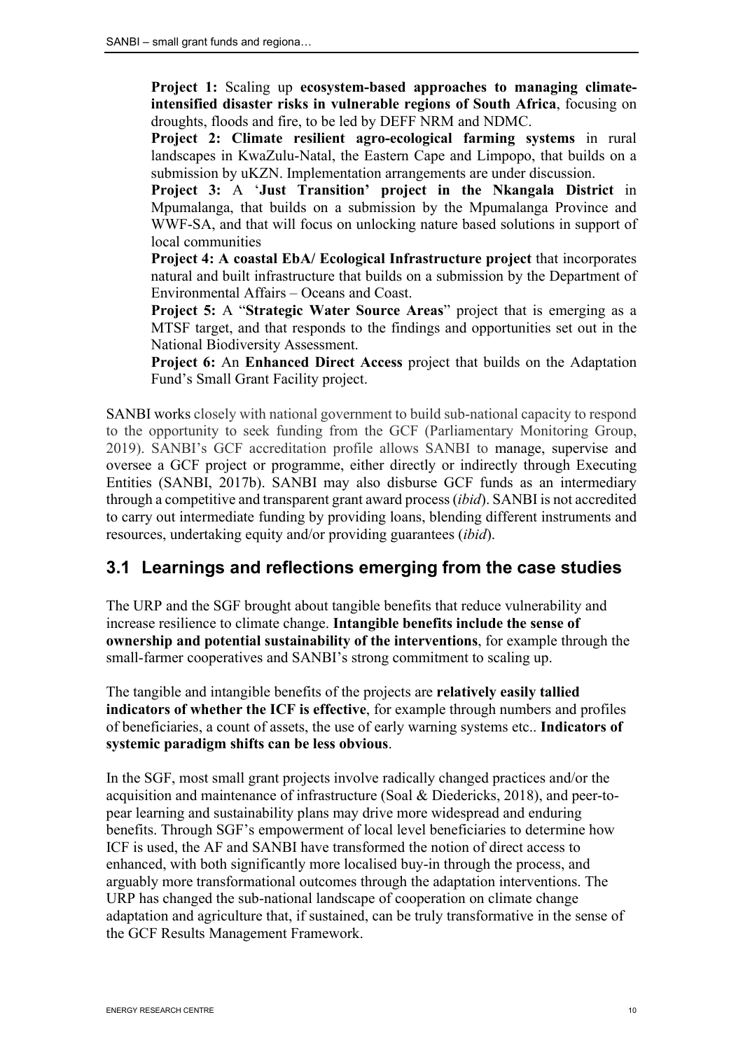**Project 1:** Scaling up **ecosystem-based approaches to managing climate-intensified disaster risks in vulnerable regions of South Africa**, focusing on droughts, floods and fire, to be led by DEFF NRM and NDMC.

**Project 2: Climate resilient agro-ecological farming systems** in rural landscapes in KwaZulu-Natal, the Eastern Cape and Limpopo, that builds on a submission by uKZN. Implementation arrangements are under discussion.

**Project 3:** A '**Just Transition' project in the Nkangala District** in Mpumalanga, that builds on a submission by the Mpumalanga Province and WWF-SA, and that will focus on unlocking nature based solutions in support of local communities

**Project 4: A coastal EbA/ Ecological Infrastructure project** that incorporates natural and built infrastructure that builds on a submission by the Department of Environmental Affairs – Oceans and Coast.

**Project 5:** A "**Strategic Water Source Areas**" project that is emerging as a MTSF target, and that responds to the findings and opportunities set out in the National Biodiversity Assessment.

**Project 6:** An **Enhanced Direct Access** project that builds on the Adaptation Fund's Small Grant Facility project.

SANBI works closely with national government to build sub-national capacity to respond to the opportunity to seek funding from the GCF (Parliamentary Monitoring Group, 2019). SANBI's GCF accreditation profile allows SANBI to manage, supervise and oversee a GCF project or programme, either directly or indirectly through Executing Entities (SANBI, 2017b). SANBI may also disburse GCF funds as an intermediary through a competitive and transparent grant award process (*ibid*). SANBI is not accredited to carry out intermediate funding by providing loans, blending different instruments and resources, undertaking equity and/or providing guarantees (*ibid*).

## 3.1 Learnings and reflections emerging from the case studies

The URP and the SGF brought about tangible benefits that reduce vulnerability and increase resilience to climate change. **Intangible benefits include the sense of ownership and potential sustainability of the interventions**, for example through the small-farmer cooperatives and SANBI's strong commitment to scaling up.

The tangible and intangible benefits of the projects are **relatively easily tallied indicators of whether the ICF is effective**, for example through numbers and profiles of beneficiaries, a count of assets, the use of early warning systems etc.. **Indicators of systemic paradigm shifts can be less obvious**.

In the SGF, most small grant projects involve radically changed practices and/or the acquisition and maintenance of infrastructure (Soal & Diedericks, 2018), and peer-to-pear learning and sustainability plans may drive more widespread and enduring benefits. Through SGF's empowerment of local level beneficiaries to determine how ICF is used, the AF and SANBI have transformed the notion of direct access to enhanced, with both significantly more localised buy-in through the process, and arguably more transformational outcomes through the adaptation interventions. The URP has changed the sub-national landscape of cooperation on climate change adaptation and agriculture that, if sustained, can be truly transformative in the sense of the GCF Results Management Framework.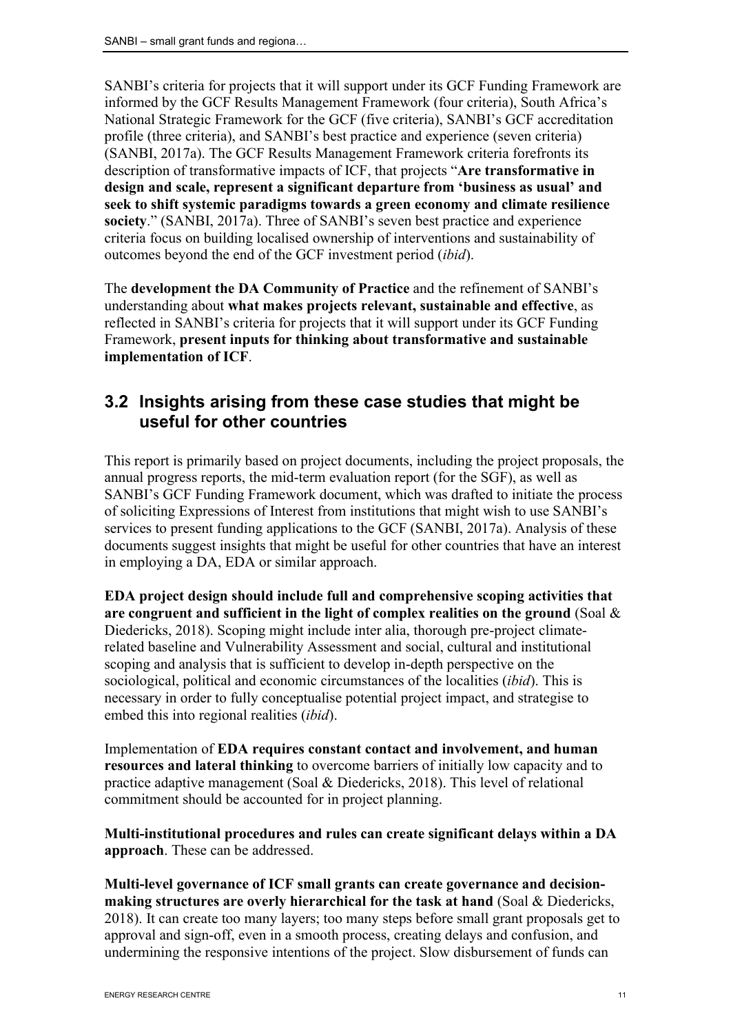SANBI's criteria for projects that it will support under its GCF Funding Framework are informed by the GCF Results Management Framework (four criteria), South Africa's National Strategic Framework for the GCF (five criteria), SANBI's GCF accreditation profile (three criteria), and SANBI's best practice and experience (seven criteria) (SANBI, 2017a). The GCF Results Management Framework criteria forefronts its description of transformative impacts of ICF, that projects "**Are transformative in design and scale, represent a significant departure from 'business as usual' and seek to shift systemic paradigms towards a green economy and climate resilience society**." (SANBI, 2017a). Three of SANBI's seven best practice and experience criteria focus on building localised ownership of interventions and sustainability of outcomes beyond the end of the GCF investment period (*ibid*).

The **development the DA Community of Practice** and the refinement of SANBI's understanding about **what makes projects relevant, sustainable and effective**, as reflected in SANBI's criteria for projects that it will support under its GCF Funding Framework, **present inputs for thinking about transformative and sustainable implementation of ICF**.

## 3.2 Insights arising from these case studies that might be useful for other countries

This report is primarily based on project documents, including the project proposals, the annual progress reports, the mid-term evaluation report (for the SGF), as well as SANBI's GCF Funding Framework document, which was drafted to initiate the process of soliciting Expressions of Interest from institutions that might wish to use SANBI's services to present funding applications to the GCF (SANBI, 2017a). Analysis of these documents suggest insights that might be useful for other countries that have an interest in employing a DA, EDA or similar approach.

**EDA project design should include full and comprehensive scoping activities that are congruent and sufficient in the light of complex realities on the ground** (Soal & Diedericks, 2018). Scoping might include inter alia, thorough pre-project climate-related baseline and Vulnerability Assessment and social, cultural and institutional scoping and analysis that is sufficient to develop in-depth perspective on the sociological, political and economic circumstances of the localities (*ibid*). This is necessary in order to fully conceptualise potential project impact, and strategise to embed this into regional realities (*ibid*).

Implementation of **EDA requires constant contact and involvement, and human resources and lateral thinking** to overcome barriers of initially low capacity and to practice adaptive management (Soal & Diedericks, 2018). This level of relational commitment should be accounted for in project planning.

**Multi-institutional procedures and rules can create significant delays within a DA approach**. These can be addressed.

**Multi-level governance of ICF small grants can create governance and decision-making structures are overly hierarchical for the task at hand** (Soal & Diedericks, 2018). It can create too many layers; too many steps before small grant proposals get to approval and sign-off, even in a smooth process, creating delays and confusion, and undermining the responsive intentions of the project. Slow disbursement of funds can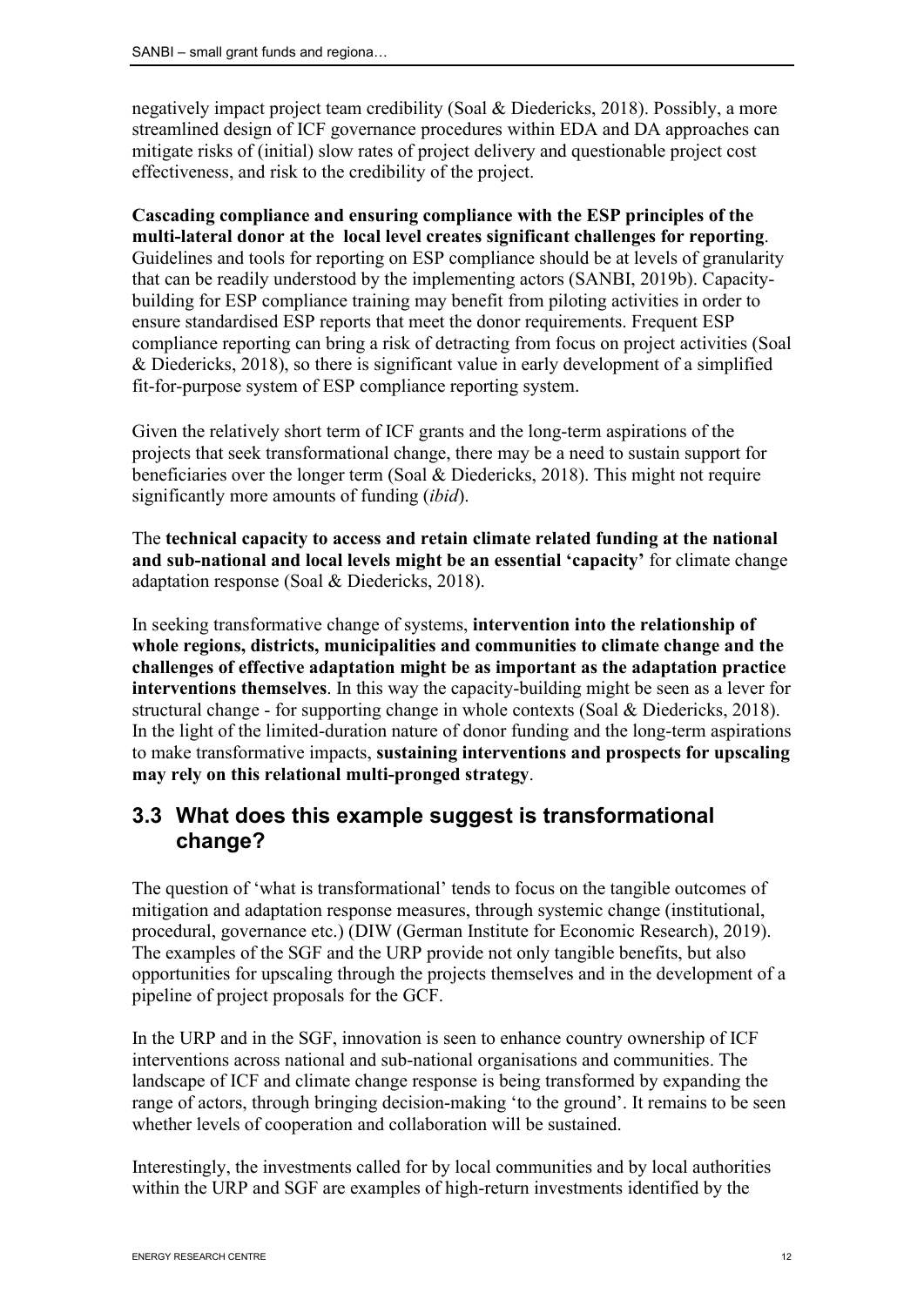negatively impact project team credibility (Soal & Diedericks, 2018). Possibly, a more streamlined design of ICF governance procedures within EDA and DA approaches can mitigate risks of (initial) slow rates of project delivery and questionable project cost effectiveness, and risk to the credibility of the project.

**Cascading compliance and ensuring compliance with the ESP principles of the multi-lateral donor at the local level creates significant challenges for reporting**. Guidelines and tools for reporting on ESP compliance should be at levels of granularity that can be readily understood by the implementing actors (SANBI, 2019b). Capacity-building for ESP compliance training may benefit from piloting activities in order to ensure standardised ESP reports that meet the donor requirements. Frequent ESP compliance reporting can bring a risk of detracting from focus on project activities (Soal & Diedericks, 2018), so there is significant value in early development of a simplified fit-for-purpose system of ESP compliance reporting system.

Given the relatively short term of ICF grants and the long-term aspirations of the projects that seek transformational change, there may be a need to sustain support for beneficiaries over the longer term (Soal & Diedericks, 2018). This might not require significantly more amounts of funding (*ibid*).

The **technical capacity to access and retain climate related funding at the national and sub-national and local levels might be an essential 'capacity'** for climate change adaptation response (Soal & Diedericks, 2018).

In seeking transformative change of systems, **intervention into the relationship of whole regions, districts, municipalities and communities to climate change and the challenges of effective adaptation might be as important as the adaptation practice interventions themselves**. In this way the capacity-building might be seen as a lever for structural change - for supporting change in whole contexts (Soal & Diedericks, 2018). In the light of the limited-duration nature of donor funding and the long-term aspirations to make transformative impacts, **sustaining interventions and prospects for upscaling may rely on this relational multi-pronged strategy**.

## 3.3 What does this example suggest is transformational change?

The question of 'what is transformational' tends to focus on the tangible outcomes of mitigation and adaptation response measures, through systemic change (institutional, procedural, governance etc.) (DIW (German Institute for Economic Research), 2019). The examples of the SGF and the URP provide not only tangible benefits, but also opportunities for upscaling through the projects themselves and in the development of a pipeline of project proposals for the GCF.

In the URP and in the SGF, innovation is seen to enhance country ownership of ICF interventions across national and sub-national organisations and communities. The landscape of ICF and climate change response is being transformed by expanding the range of actors, through bringing decision-making 'to the ground'. It remains to be seen whether levels of cooperation and collaboration will be sustained.

Interestingly, the investments called for by local communities and by local authorities within the URP and SGF are examples of high-return investments identified by the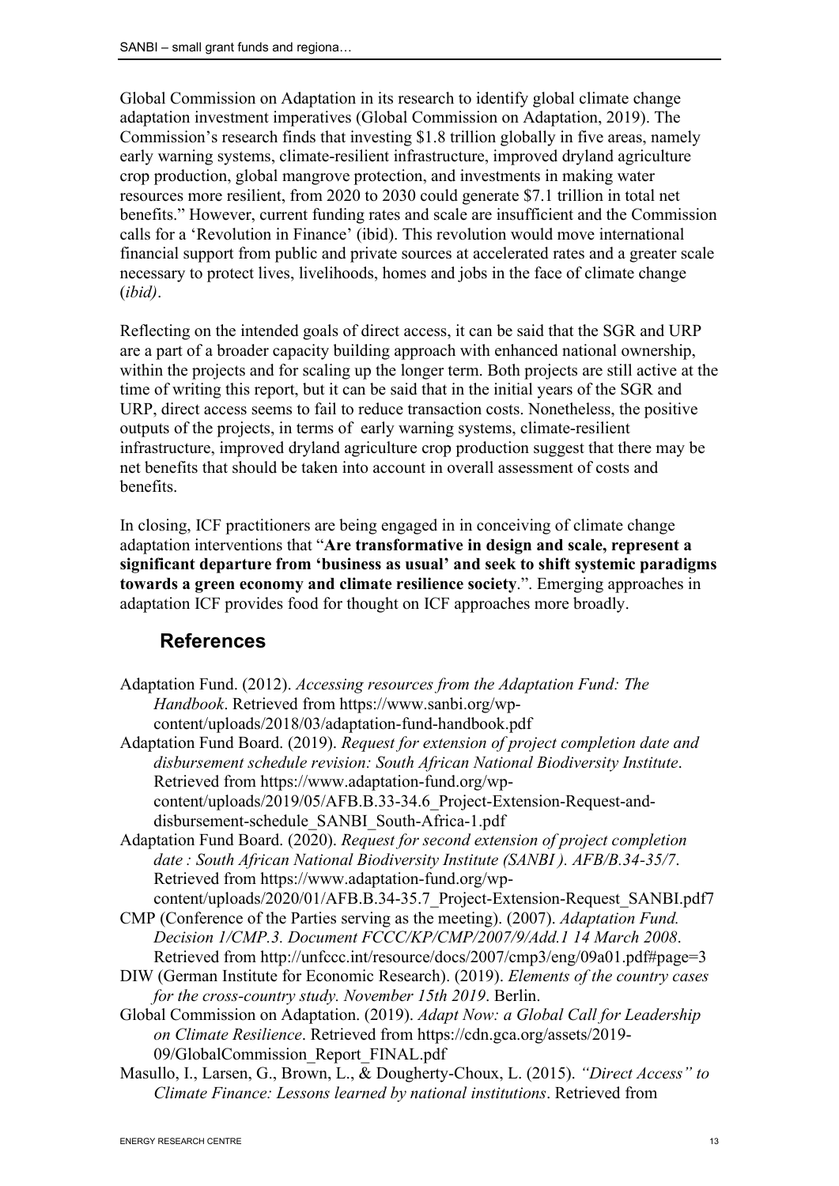Global Commission on Adaptation in its research to identify global climate change adaptation investment imperatives (Global Commission on Adaptation, 2019). The Commission's research finds that investing $1.8 trillion globally in five areas, namely early warning systems, climate-resilient infrastructure, improved dryland agriculture crop production, global mangrove protection, and investments in making water resources more resilient, from 2020 to 2030 could generate $7.1 trillion in total net benefits." However, current funding rates and scale are insufficient and the Commission calls for a 'Revolution in Finance' (ibid). This revolution would move international financial support from public and private sources at accelerated rates and a greater scale necessary to protect lives, livelihoods, homes and jobs in the face of climate change (*ibid)*.

Reflecting on the intended goals of direct access, it can be said that the SGR and URP are a part of a broader capacity building approach with enhanced national ownership, within the projects and for scaling up the longer term. Both projects are still active at the time of writing this report, but it can be said that in the initial years of the SGR and URP, direct access seems to fail to reduce transaction costs. Nonetheless, the positive outputs of the projects, in terms of early warning systems, climate-resilient infrastructure, improved dryland agriculture crop production suggest that there may be net benefits that should be taken into account in overall assessment of costs and benefits.

In closing, ICF practitioners are being engaged in in conceiving of climate change adaptation interventions that "**Are transformative in design and scale, represent a significant departure from 'business as usual' and seek to shift systemic paradigms towards a green economy and climate resilience society**.". Emerging approaches in adaptation ICF provides food for thought on ICF approaches more broadly.

## References

Adaptation Fund. (2012). *Accessing resources from the Adaptation Fund: The Handbook*. Retrieved from https://www.sanbi.org/wp-content/uploads/2018/03/adaptation-fund-handbook.pdf

Adaptation Fund Board. (2019). *Request for extension of project completion date and disbursement schedule revision: South African National Biodiversity Institute*. Retrieved from https://www.adaptation-fund.org/wp-content/uploads/2019/05/AFB.B.33-34.6_Project-Extension-Request-and-disbursement-schedule_SANBI_South-Africa-1.pdf

Adaptation Fund Board. (2020). *Request for second extension of project completion date : South African National Biodiversity Institute (SANBI ). AFB/B.34-35/7*. Retrieved from https://www.adaptation-fund.org/wp-content/uploads/2020/01/AFB.B.34-35.7_Project-Extension-Request_SANBI.pdf7

CMP (Conference of the Parties serving as the meeting). (2007). *Adaptation Fund. Decision 1/CMP.3. Document FCCC/KP/CMP/2007/9/Add.1 14 March 2008*. Retrieved from http://unfccc.int/resource/docs/2007/cmp3/eng/09a01.pdf#page=3

DIW (German Institute for Economic Research). (2019). *Elements of the country cases for the cross-country study. November 15th 2019*. Berlin.

Global Commission on Adaptation. (2019). *Adapt Now: a Global Call for Leadership on Climate Resilience*. Retrieved from https://cdn.gca.org/assets/2019-09/GlobalCommission_Report_FINAL.pdf

Masullo, I., Larsen, G., Brown, L., & Dougherty-Choux, L. (2015). *"Direct Access" to Climate Finance: Lessons learned by national institutions*. Retrieved from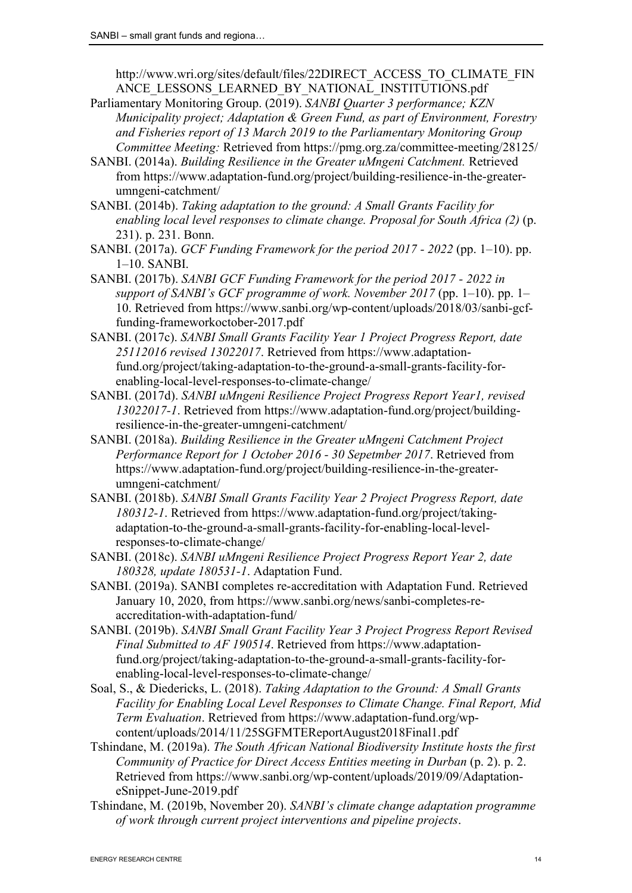http://www.wri.org/sites/default/files/22DIRECT_ACCESS_TO_CLIMATE_FINANCE_LESSONS_LEARNED_BY_NATIONAL_INSTITUTIONS.pdf

Parliamentary Monitoring Group. (2019). *SANBI Quarter 3 performance; KZN Municipality project; Adaptation & Green Fund, as part of Environment, Forestry and Fisheries report of 13 March 2019 to the Parliamentary Monitoring Group Committee Meeting:* Retrieved from https://pmg.org.za/committee-meeting/28125/

SANBI. (2014a). *Building Resilience in the Greater uMngeni Catchment.* Retrieved from https://www.adaptation-fund.org/project/building-resilience-in-the-greater-umngeni-catchment/

SANBI. (2014b). *Taking adaptation to the ground: A Small Grants Facility for enabling local level responses to climate change. Proposal for South Africa (2)* (p. 231). p. 231. Bonn.

SANBI. (2017a). *GCF Funding Framework for the period 2017 - 2022* (pp. 1–10). pp. 1–10. SANBI.

SANBI. (2017b). *SANBI GCF Funding Framework for the period 2017 - 2022 in support of SANBI's GCF programme of work. November 2017* (pp. 1–10). pp. 1–10. Retrieved from https://www.sanbi.org/wp-content/uploads/2018/03/sanbi-gcf-funding-frameworkoctober-2017.pdf

SANBI. (2017c). *SANBI Small Grants Facility Year 1 Project Progress Report, date 25112016 revised 13022017*. Retrieved from https://www.adaptation-fund.org/project/taking-adaptation-to-the-ground-a-small-grants-facility-for-enabling-local-level-responses-to-climate-change/

SANBI. (2017d). *SANBI uMngeni Resilience Project Progress Report Year1, revised 13022017-1*. Retrieved from https://www.adaptation-fund.org/project/building-resilience-in-the-greater-umngeni-catchment/

SANBI. (2018a). *Building Resilience in the Greater uMngeni Catchment Project Performance Report for 1 October 2016 - 30 Sepetmber 2017*. Retrieved from https://www.adaptation-fund.org/project/building-resilience-in-the-greater-umngeni-catchment/

SANBI. (2018b). *SANBI Small Grants Facility Year 2 Project Progress Report, date 180312-1*. Retrieved from https://www.adaptation-fund.org/project/taking-adaptation-to-the-ground-a-small-grants-facility-for-enabling-local-level-responses-to-climate-change/

SANBI. (2018c). *SANBI uMngeni Resilience Project Progress Report Year 2, date 180328, update 180531-1*. Adaptation Fund.

SANBI. (2019a). SANBI completes re-accreditation with Adaptation Fund. Retrieved January 10, 2020, from https://www.sanbi.org/news/sanbi-completes-re-accreditation-with-adaptation-fund/

SANBI. (2019b). *SANBI Small Grant Facility Year 3 Project Progress Report Revised Final Submitted to AF 190514*. Retrieved from https://www.adaptation-fund.org/project/taking-adaptation-to-the-ground-a-small-grants-facility-for-enabling-local-level-responses-to-climate-change/

Soal, S., & Diedericks, L. (2018). *Taking Adaptation to the Ground: A Small Grants Facility for Enabling Local Level Responses to Climate Change. Final Report, Mid Term Evaluation*. Retrieved from https://www.adaptation-fund.org/wp-content/uploads/2014/11/25SGFMTEReportAugust2018Final1.pdf

Tshindane, M. (2019a). *The South African National Biodiversity Institute hosts the first Community of Practice for Direct Access Entities meeting in Durban* (p. 2). p. 2. Retrieved from https://www.sanbi.org/wp-content/uploads/2019/09/Adaptation-eSnippet-June-2019.pdf

Tshindane, M. (2019b, November 20). *SANBI's climate change adaptation programme of work through current project interventions and pipeline projects*.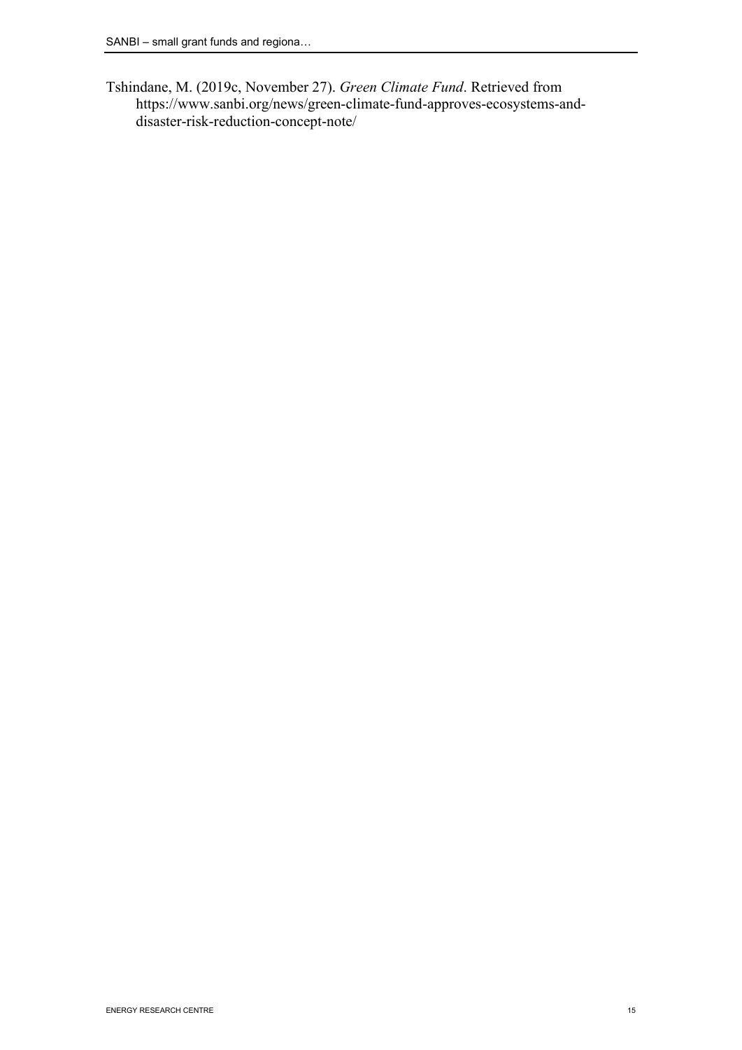Tshindane, M. (2019c, November 27). *Green Climate Fund*. Retrieved from https://www.sanbi.org/news/green-climate-fund-approves-ecosystems-and-disaster-risk-reduction-concept-note/